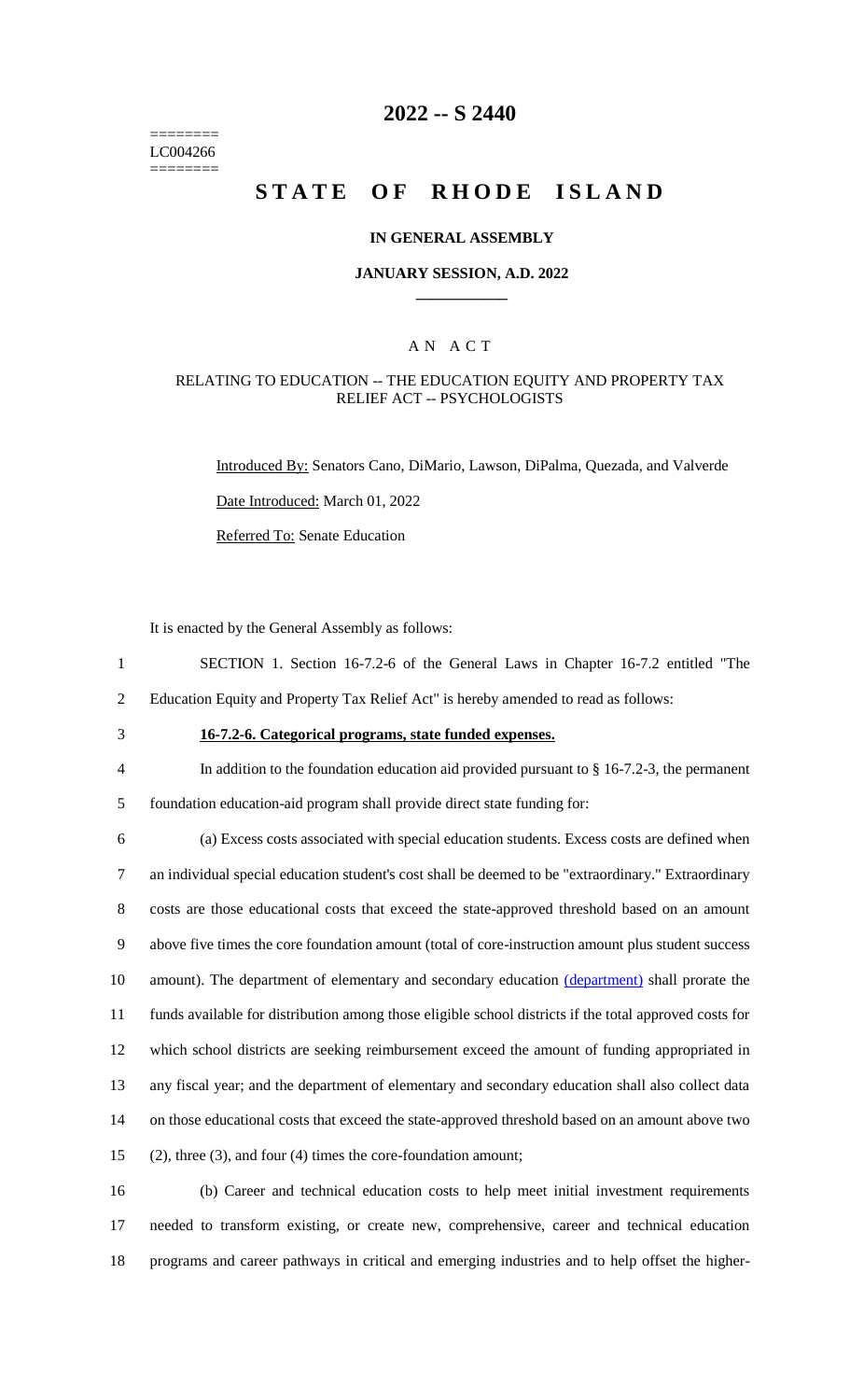# 2022 -- S 2440

========
LC004266
========

# STATE OF RHODE ISLAND

## IN GENERAL ASSEMBLY

### JANUARY SESSION, A.D. 2022

## A N A C T

### RELATING TO EDUCATION -- THE EDUCATION EQUITY AND PROPERTY TAX RELIEF ACT -- PSYCHOLOGISTS

Introduced By: Senators Cano, DiMario, Lawson, DiPalma, Quezada, and Valverde

Date Introduced: March 01, 2022

Referred To: Senate Education

It is enacted by the General Assembly as follows:

1 SECTION 1. Section 16-7.2-6 of the General Laws in Chapter 16-7.2 entitled "The
2 Education Equity and Property Tax Relief Act" is hereby amended to read as follows:

3 **16-7.2-6. Categorical programs, state funded expenses.**

4 In addition to the foundation education aid provided pursuant to § 16-7.2-3, the permanent
5 foundation education-aid program shall provide direct state funding for:

6 (a) Excess costs associated with special education students. Excess costs are defined when
7 an individual special education student's cost shall be deemed to be "extraordinary." Extraordinary
8 costs are those educational costs that exceed the state-approved threshold based on an amount
9 above five times the core foundation amount (total of core-instruction amount plus student success
10 amount). The department of elementary and secondary education (department) shall prorate the
11 funds available for distribution among those eligible school districts if the total approved costs for
12 which school districts are seeking reimbursement exceed the amount of funding appropriated in
13 any fiscal year; and the department of elementary and secondary education shall also collect data
14 on those educational costs that exceed the state-approved threshold based on an amount above two
15 (2), three (3), and four (4) times the core-foundation amount;

16 (b) Career and technical education costs to help meet initial investment requirements
17 needed to transform existing, or create new, comprehensive, career and technical education
18 programs and career pathways in critical and emerging industries and to help offset the higher-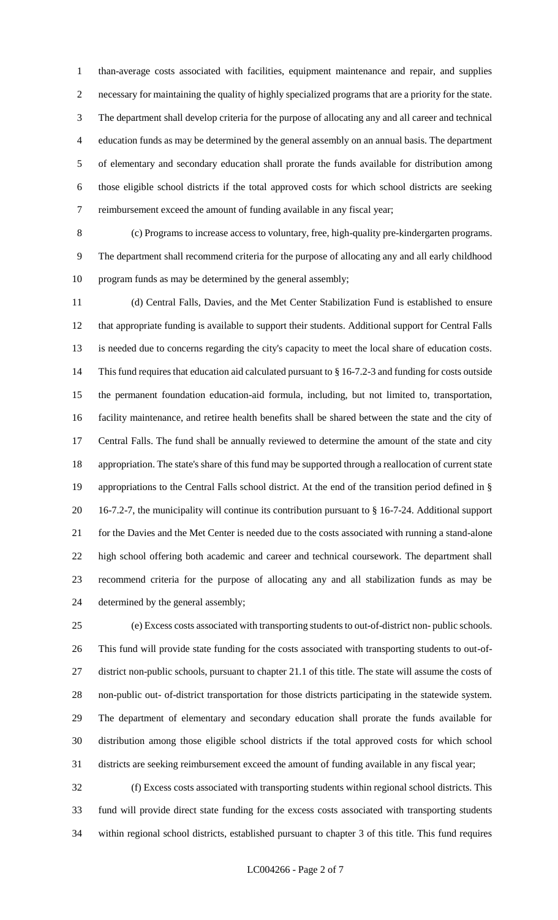than-average costs associated with facilities, equipment maintenance and repair, and supplies necessary for maintaining the quality of highly specialized programs that are a priority for the state. The department shall develop criteria for the purpose of allocating any and all career and technical education funds as may be determined by the general assembly on an annual basis. The department of elementary and secondary education shall prorate the funds available for distribution among those eligible school districts if the total approved costs for which school districts are seeking reimbursement exceed the amount of funding available in any fiscal year;

(c) Programs to increase access to voluntary, free, high-quality pre-kindergarten programs. The department shall recommend criteria for the purpose of allocating any and all early childhood program funds as may be determined by the general assembly;

(d) Central Falls, Davies, and the Met Center Stabilization Fund is established to ensure that appropriate funding is available to support their students. Additional support for Central Falls is needed due to concerns regarding the city's capacity to meet the local share of education costs. This fund requires that education aid calculated pursuant to § 16-7.2-3 and funding for costs outside the permanent foundation education-aid formula, including, but not limited to, transportation, facility maintenance, and retiree health benefits shall be shared between the state and the city of Central Falls. The fund shall be annually reviewed to determine the amount of the state and city appropriation. The state's share of this fund may be supported through a reallocation of current state appropriations to the Central Falls school district. At the end of the transition period defined in § 16-7.2-7, the municipality will continue its contribution pursuant to § 16-7-24. Additional support for the Davies and the Met Center is needed due to the costs associated with running a stand-alone high school offering both academic and career and technical coursework. The department shall recommend criteria for the purpose of allocating any and all stabilization funds as may be determined by the general assembly;

(e) Excess costs associated with transporting students to out-of-district non- public schools. This fund will provide state funding for the costs associated with transporting students to out-of-district non-public schools, pursuant to chapter 21.1 of this title. The state will assume the costs of non-public out- of-district transportation for those districts participating in the statewide system. The department of elementary and secondary education shall prorate the funds available for distribution among those eligible school districts if the total approved costs for which school districts are seeking reimbursement exceed the amount of funding available in any fiscal year;

(f) Excess costs associated with transporting students within regional school districts. This fund will provide direct state funding for the excess costs associated with transporting students within regional school districts, established pursuant to chapter 3 of this title. This fund requires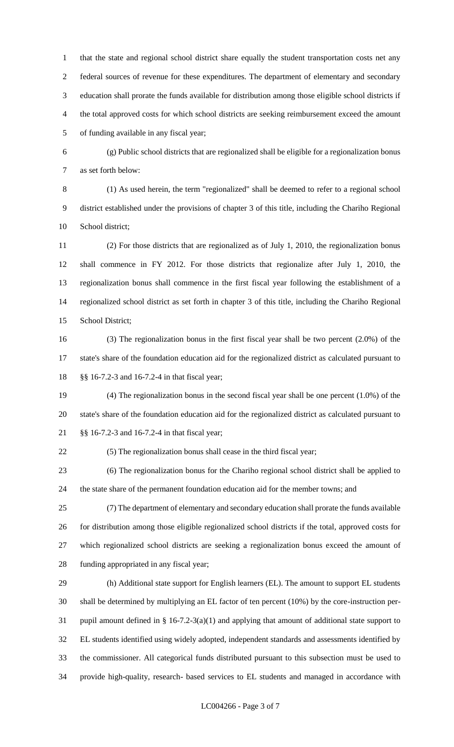that the state and regional school district share equally the student transportation costs net any federal sources of revenue for these expenditures. The department of elementary and secondary education shall prorate the funds available for distribution among those eligible school districts if the total approved costs for which school districts are seeking reimbursement exceed the amount of funding available in any fiscal year;

(g) Public school districts that are regionalized shall be eligible for a regionalization bonus as set forth below:

(1) As used herein, the term "regionalized" shall be deemed to refer to a regional school district established under the provisions of chapter 3 of this title, including the Chariho Regional School district;

(2) For those districts that are regionalized as of July 1, 2010, the regionalization bonus shall commence in FY 2012. For those districts that regionalize after July 1, 2010, the regionalization bonus shall commence in the first fiscal year following the establishment of a regionalized school district as set forth in chapter 3 of this title, including the Chariho Regional School District;

(3) The regionalization bonus in the first fiscal year shall be two percent (2.0%) of the state's share of the foundation education aid for the regionalized district as calculated pursuant to §§ 16-7.2-3 and 16-7.2-4 in that fiscal year;

(4) The regionalization bonus in the second fiscal year shall be one percent (1.0%) of the state's share of the foundation education aid for the regionalized district as calculated pursuant to §§ 16-7.2-3 and 16-7.2-4 in that fiscal year;

(5) The regionalization bonus shall cease in the third fiscal year;

(6) The regionalization bonus for the Chariho regional school district shall be applied to the state share of the permanent foundation education aid for the member towns; and

(7) The department of elementary and secondary education shall prorate the funds available for distribution among those eligible regionalized school districts if the total, approved costs for which regionalized school districts are seeking a regionalization bonus exceed the amount of funding appropriated in any fiscal year;

(h) Additional state support for English learners (EL). The amount to support EL students shall be determined by multiplying an EL factor of ten percent (10%) by the core-instruction per-pupil amount defined in § 16-7.2-3(a)(1) and applying that amount of additional state support to EL students identified using widely adopted, independent standards and assessments identified by the commissioner. All categorical funds distributed pursuant to this subsection must be used to provide high-quality, research- based services to EL students and managed in accordance with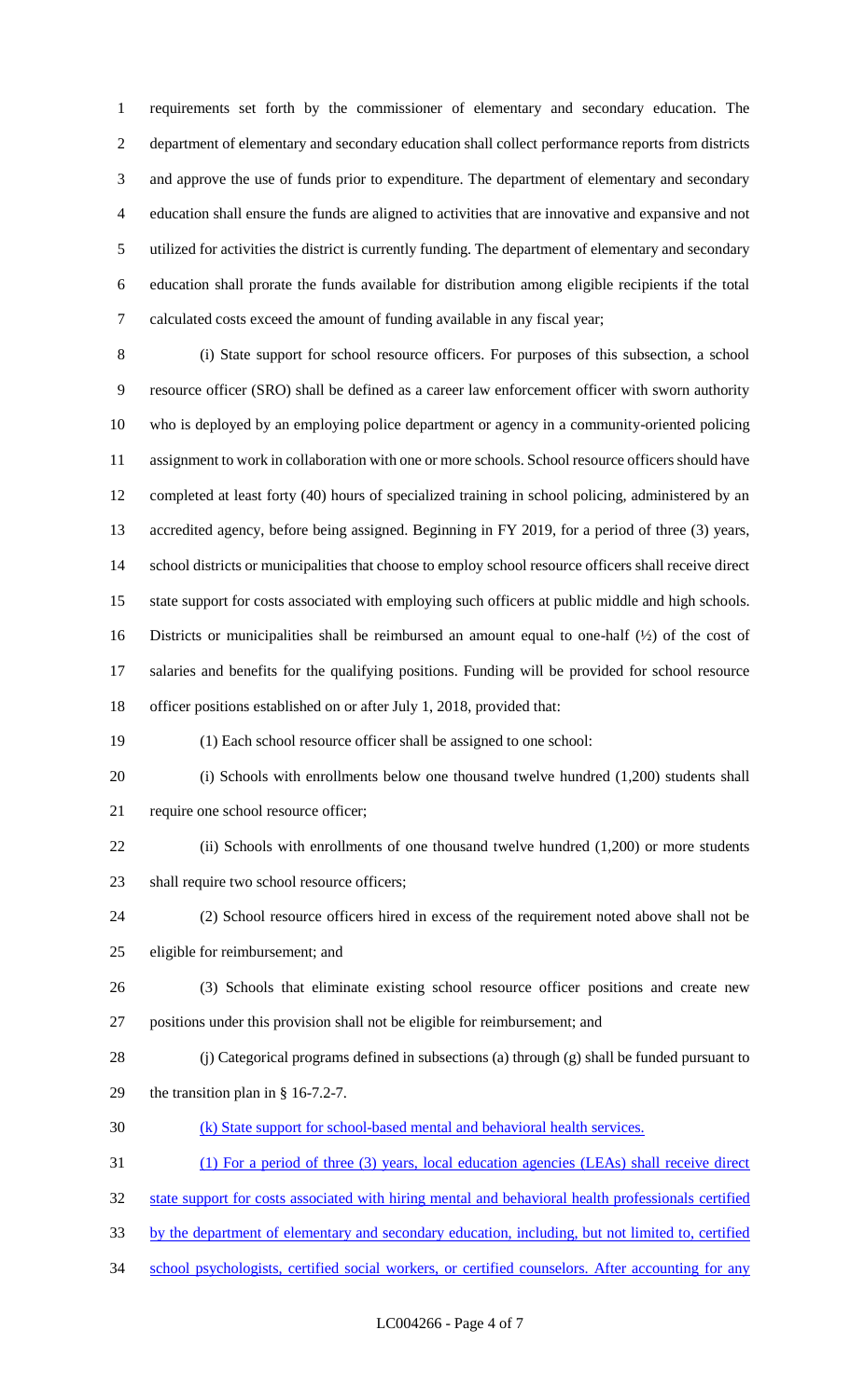requirements set forth by the commissioner of elementary and secondary education. The department of elementary and secondary education shall collect performance reports from districts and approve the use of funds prior to expenditure. The department of elementary and secondary education shall ensure the funds are aligned to activities that are innovative and expansive and not utilized for activities the district is currently funding. The department of elementary and secondary education shall prorate the funds available for distribution among eligible recipients if the total calculated costs exceed the amount of funding available in any fiscal year;

(i) State support for school resource officers. For purposes of this subsection, a school resource officer (SRO) shall be defined as a career law enforcement officer with sworn authority who is deployed by an employing police department or agency in a community-oriented policing assignment to work in collaboration with one or more schools. School resource officers should have completed at least forty (40) hours of specialized training in school policing, administered by an accredited agency, before being assigned. Beginning in FY 2019, for a period of three (3) years, school districts or municipalities that choose to employ school resource officers shall receive direct state support for costs associated with employing such officers at public middle and high schools. Districts or municipalities shall be reimbursed an amount equal to one-half (½) of the cost of salaries and benefits for the qualifying positions. Funding will be provided for school resource officer positions established on or after July 1, 2018, provided that:

(1) Each school resource officer shall be assigned to one school:

(i) Schools with enrollments below one thousand twelve hundred (1,200) students shall require one school resource officer;

(ii) Schools with enrollments of one thousand twelve hundred (1,200) or more students shall require two school resource officers;

(2) School resource officers hired in excess of the requirement noted above shall not be eligible for reimbursement; and

(3) Schools that eliminate existing school resource officer positions and create new positions under this provision shall not be eligible for reimbursement; and

(j) Categorical programs defined in subsections (a) through (g) shall be funded pursuant to the transition plan in § 16-7.2-7.

<u>(k) State support for school-based mental and behavioral health services.</u>

<u>(1) For a period of three (3) years, local education agencies (LEAs) shall receive direct state support for costs associated with hiring mental and behavioral health professionals certified by the department of elementary and secondary education, including, but not limited to, certified school psychologists, certified social workers, or certified counselors. After accounting for any</u>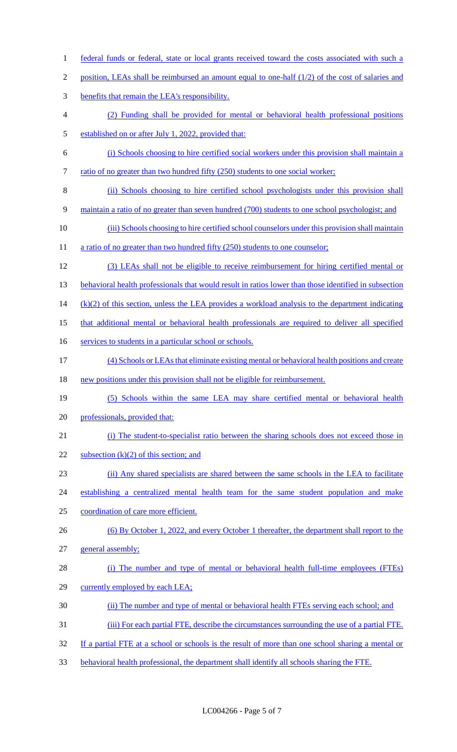federal funds or federal, state or local grants received toward the costs associated with such a position, LEAs shall be reimbursed an amount equal to one-half (1/2) of the cost of salaries and benefits that remain the LEA's responsibility.

(2) Funding shall be provided for mental or behavioral health professional positions established on or after July 1, 2022, provided that:

(i) Schools choosing to hire certified social workers under this provision shall maintain a ratio of no greater than two hundred fifty (250) students to one social worker;

(ii) Schools choosing to hire certified school psychologists under this provision shall maintain a ratio of no greater than seven hundred (700) students to one school psychologist; and

(iii) Schools choosing to hire certified school counselors under this provision shall maintain a ratio of no greater than two hundred fifty (250) students to one counselor;

(3) LEAs shall not be eligible to receive reimbursement for hiring certified mental or behavioral health professionals that would result in ratios lower than those identified in subsection (k)(2) of this section, unless the LEA provides a workload analysis to the department indicating that additional mental or behavioral health professionals are required to deliver all specified services to students in a particular school or schools.

(4) Schools or LEAs that eliminate existing mental or behavioral health positions and create new positions under this provision shall not be eligible for reimbursement.

(5) Schools within the same LEA may share certified mental or behavioral health professionals, provided that:

(i) The student-to-specialist ratio between the sharing schools does not exceed those in subsection (k)(2) of this section; and

(ii) Any shared specialists are shared between the same schools in the LEA to facilitate establishing a centralized mental health team for the same student population and make coordination of care more efficient.

(6) By October 1, 2022, and every October 1 thereafter, the department shall report to the general assembly;

(i) The number and type of mental or behavioral health full-time employees (FTEs) currently employed by each LEA;

(ii) The number and type of mental or behavioral health FTEs serving each school; and

(iii) For each partial FTE, describe the circumstances surrounding the use of a partial FTE. If a partial FTE at a school or schools is the result of more than one school sharing a mental or behavioral health professional, the department shall identify all schools sharing the FTE.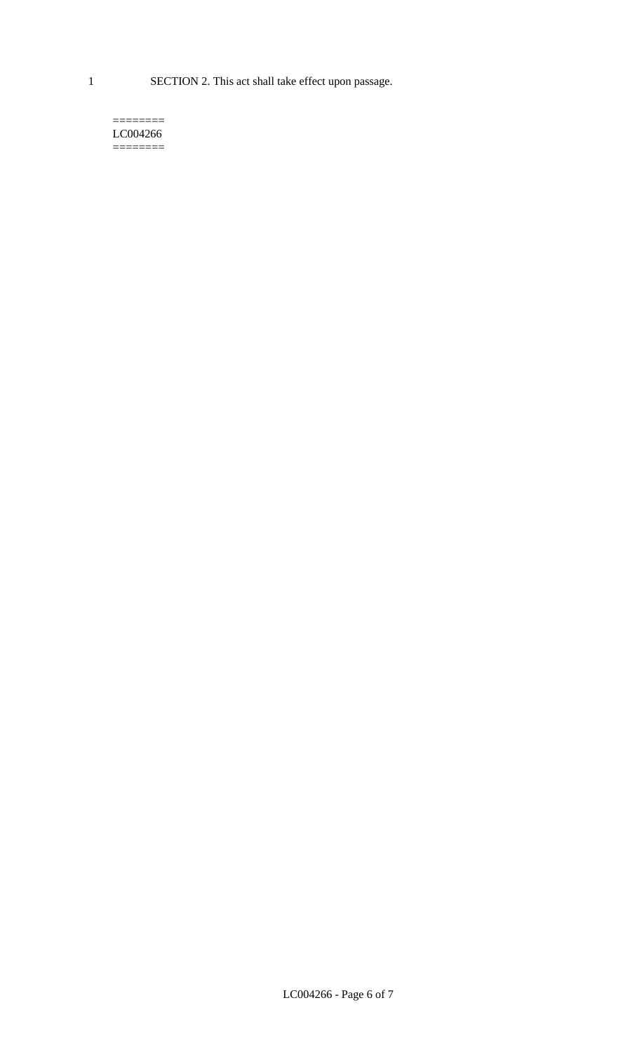SECTION 2. This act shall take effect upon passage.

========
LC004266
========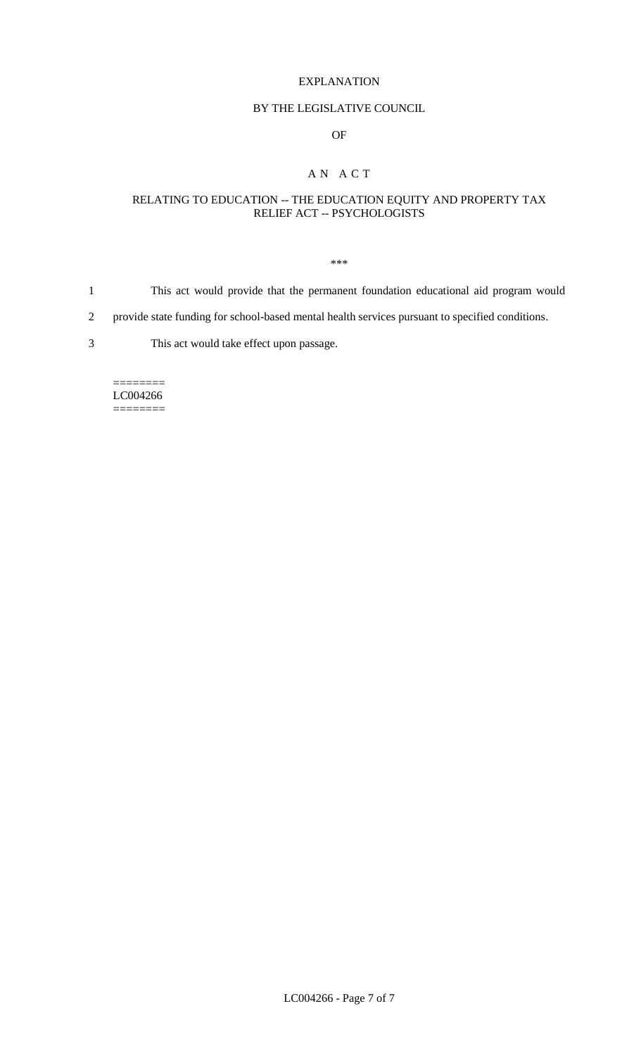EXPLANATION

BY THE LEGISLATIVE COUNCIL

OF

A N A C T

RELATING TO EDUCATION -- THE EDUCATION EQUITY AND PROPERTY TAX RELIEF ACT -- PSYCHOLOGISTS

\*\*\*

1 This act would provide that the permanent foundation educational aid program would

2 provide state funding for school-based mental health services pursuant to specified conditions.

3 This act would take effect upon passage.

========
LC004266
========